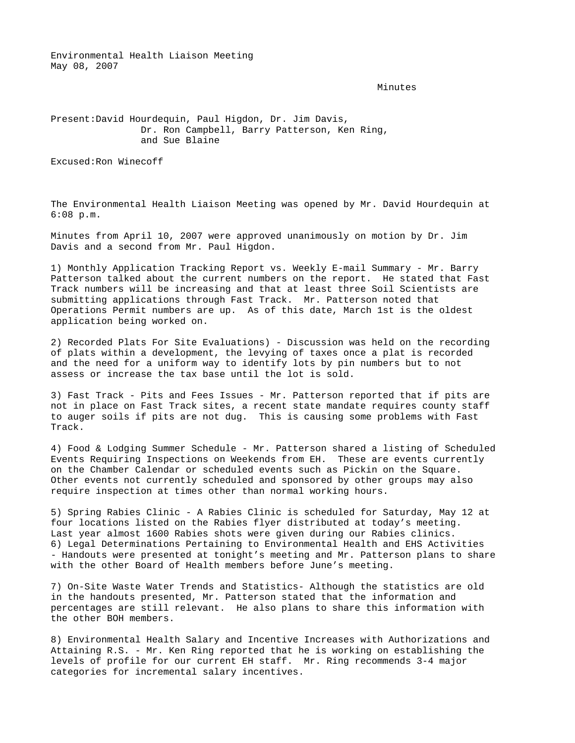Environmental Health Liaison Meeting
May 08, 2007

Minutes

Present: David Hourdequin, Paul Higdon, Dr. Jim Davis, Dr. Ron Campbell, Barry Patterson, Ken Ring, and Sue Blaine

Excused: Ron Winecoff

The Environmental Health Liaison Meeting was opened by Mr. David Hourdequin at 6:08 p.m.

Minutes from April 10, 2007 were approved unanimously on motion by Dr. Jim Davis and a second from Mr. Paul Higdon.

1) Monthly Application Tracking Report vs. Weekly E-mail Summary - Mr. Barry Patterson talked about the current numbers on the report. He stated that Fast Track numbers will be increasing and that at least three Soil Scientists are submitting applications through Fast Track. Mr. Patterson noted that Operations Permit numbers are up. As of this date, March 1st is the oldest application being worked on.

2) Recorded Plats For Site Evaluations) - Discussion was held on the recording of plats within a development, the levying of taxes once a plat is recorded and the need for a uniform way to identify lots by pin numbers but to not assess or increase the tax base until the lot is sold.

3) Fast Track - Pits and Fees Issues - Mr. Patterson reported that if pits are not in place on Fast Track sites, a recent state mandate requires county staff to auger soils if pits are not dug. This is causing some problems with Fast Track.

4) Food & Lodging Summer Schedule - Mr. Patterson shared a listing of Scheduled Events Requiring Inspections on Weekends from EH. These are events currently on the Chamber Calendar or scheduled events such as Pickin on the Square. Other events not currently scheduled and sponsored by other groups may also require inspection at times other than normal working hours.

5) Spring Rabies Clinic - A Rabies Clinic is scheduled for Saturday, May 12 at four locations listed on the Rabies flyer distributed at today's meeting. Last year almost 1600 Rabies shots were given during our Rabies clinics.

6) Legal Determinations Pertaining to Environmental Health and EHS Activities - Handouts were presented at tonight's meeting and Mr. Patterson plans to share with the other Board of Health members before June's meeting.

7) On-Site Waste Water Trends and Statistics- Although the statistics are old in the handouts presented, Mr. Patterson stated that the information and percentages are still relevant. He also plans to share this information with the other BOH members.

8) Environmental Health Salary and Incentive Increases with Authorizations and Attaining R.S. - Mr. Ken Ring reported that he is working on establishing the levels of profile for our current EH staff. Mr. Ring recommends 3-4 major categories for incremental salary incentives.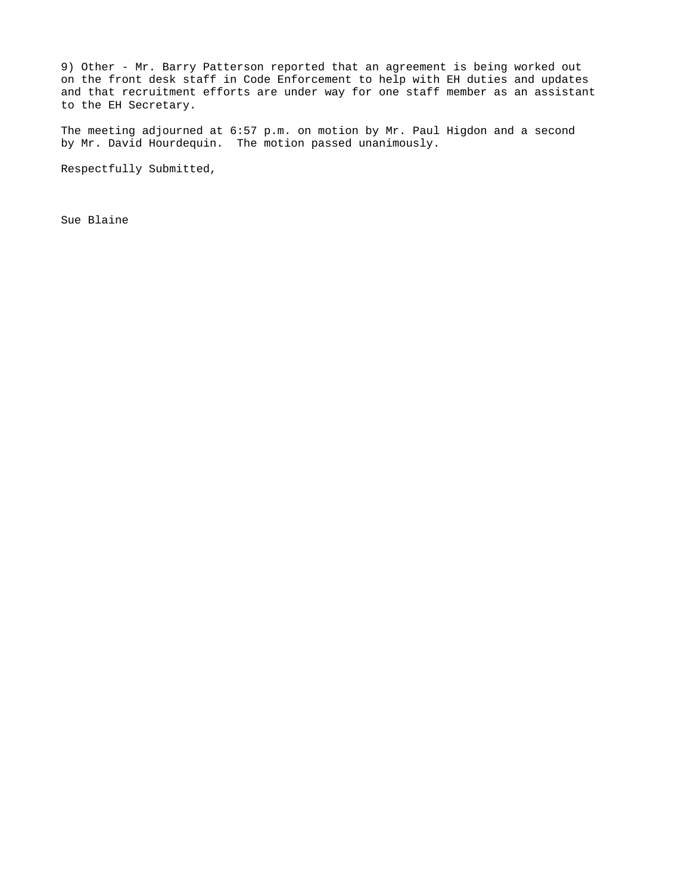9) Other - Mr. Barry Patterson reported that an agreement is being worked out on the front desk staff in Code Enforcement to help with EH duties and updates and that recruitment efforts are under way for one staff member as an assistant to the EH Secretary.

The meeting adjourned at 6:57 p.m. on motion by Mr. Paul Higdon and a second by Mr. David Hourdequin. The motion passed unanimously.

Respectfully Submitted,

Sue Blaine